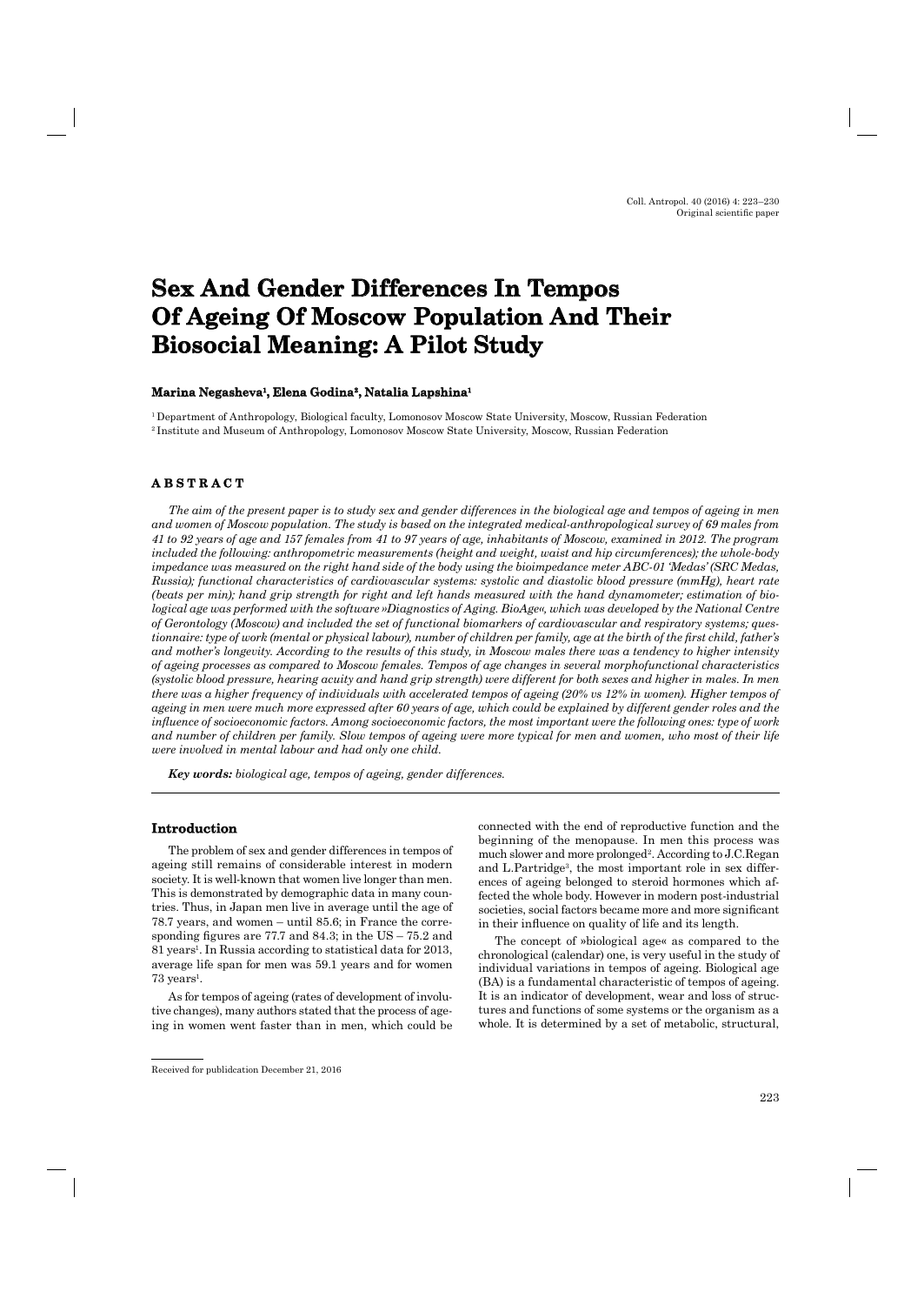# Sex And Gender Differences In Tempos Of Ageing Of Moscow Population And Their Biosocial Meaning: A Pilot Study

**Marina Negasheva[1], Elena Godina[2], Natalia Lapshina[1]**

[1] Department of Anthropology, Biological faculty, Lomonosov Moscow State University, Moscow, Russian Federation
[2] Institute and Museum of Anthropology, Lomonosov Moscow State University, Moscow, Russian Federation

## ABSTRACT

*The aim of the present paper is to study sex and gender differences in the biological age and tempos of ageing in men and women of Moscow population. The study is based on the integrated medical-anthropological survey of 69 males from 41 to 92 years of age and 157 females from 41 to 97 years of age, inhabitants of Moscow, examined in 2012. The program included the following: anthropometric measurements (height and weight, waist and hip circumferences); the whole-body impedance was measured on the right hand side of the body using the bioimpedance meter ABC-01 'Medas' (SRC Medas, Russia); functional characteristics of cardiovascular systems: systolic and diastolic blood pressure (mmHg), heart rate (beats per min); hand grip strength for right and left hands measured with the hand dynamometer; estimation of biological age was performed with the software »Diagnostics of Aging. BioAge«, which was developed by the National Centre of Gerontology (Moscow) and included the set of functional biomarkers of cardiovascular and respiratory systems; questionnaire: type of work (mental or physical labour), number of children per family, age at the birth of the first child, father's and mother's longevity. According to the results of this study, in Moscow males there was a tendency to higher intensity of ageing processes as compared to Moscow females. Tempos of age changes in several morphofunctional characteristics (systolic blood pressure, hearing acuity and hand grip strength) were different for both sexes and higher in males. In men there was a higher frequency of individuals with accelerated tempos of ageing (20% vs 12% in women). Higher tempos of ageing in men were much more expressed after 60 years of age, which could be explained by different gender roles and the influence of socioeconomic factors. Among socioeconomic factors, the most important were the following ones: type of work and number of children per family. Slow tempos of ageing were more typical for men and women, who most of their life were involved in mental labour and had only one child.*

***Key words:*** *biological age, tempos of ageing, gender differences.*

## Introduction

The problem of sex and gender differences in tempos of ageing still remains of considerable interest in modern society. It is well-known that women live longer than men. This is demonstrated by demographic data in many countries. Thus, in Japan men live in average until the age of 78.7 years, and women – until 85.6; in France the corresponding figures are 77.7 and 84.3; in the US – 75.2 and 81 years[1]. In Russia according to statistical data for 2013, average life span for men was 59.1 years and for women 73 years[1].

As for tempos of ageing (rates of development of involutive changes), many authors stated that the process of ageing in women went faster than in men, which could be connected with the end of reproductive function and the beginning of the menopause. In men this process was much slower and more prolonged[2]. According to J.C.Regan and L.Partridge[3], the most important role in sex differences of ageing belonged to steroid hormones which affected the whole body. However in modern post-industrial societies, social factors became more and more significant in their influence on quality of life and its length.

The concept of »biological age« as compared to the chronological (calendar) one, is very useful in the study of individual variations in tempos of ageing. Biological age (BA) is a fundamental characteristic of tempos of ageing. It is an indicator of development, wear and loss of structures and functions of some systems or the organism as a whole. It is determined by a set of metabolic, structural,

Received for publidcation December 21, 2016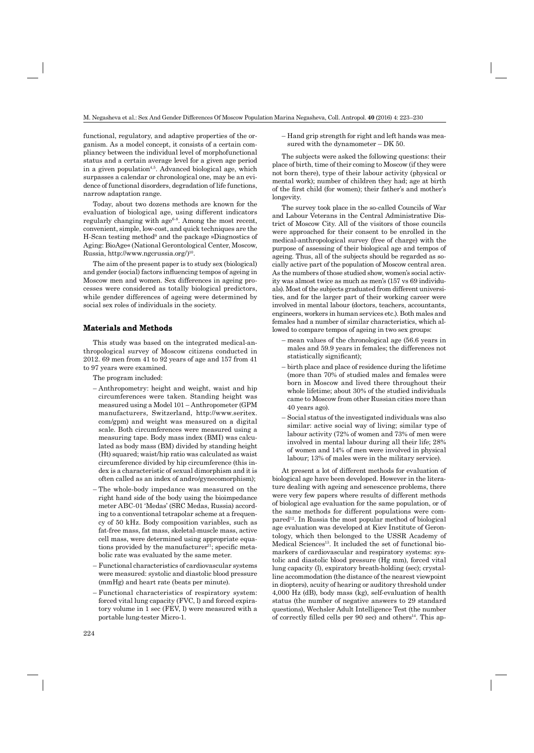functional, regulatory, and adaptive properties of the organism. As a model concept, it consists of a certain compliancy between the individual level of morphofunctional status and a certain average level for a given age period in a given population[4,5]. Advanced biological age, which surpasses a calendar or chronological one, may be an evidence of functional disorders, degradation of life functions, narrow adaptation range.

Today, about two dozens methods are known for the evaluation of biological age, using different indicators regularly changing with age[6-8]. Among the most recent, convenient, simple, low-cost, and quick techniques are the H-Scan testing method[9] and the package »Diagnostics of Aging: BioAge« (National Gerontological Center, Moscow, Russia, http://www.ngcrussia.org/)[10].

The aim of the present paper is to study sex (biological) and gender (social) factors influencing tempos of ageing in Moscow men and women. Sex differences in ageing processes were considered as totally biological predictors, while gender differences of ageing were determined by social sex roles of individuals in the society.

## Materials and Methods

This study was based on the integrated medical-anthropological survey of Moscow citizens conducted in 2012. 69 men from 41 to 92 years of age and 157 from 41 to 97 years were examined.

The program included:

- Anthropometry: height and weight, waist and hip circumferences were taken. Standing height was measured using a Model 101 – Anthropometer (GPM manufacturers, Switzerland, http://www.seritex.com/gpm) and weight was measured on a digital scale. Both circumferences were measured using a measuring tape. Body mass index (BMI) was calculated as body mass (BM) divided by standing height (Ht) squared; waist/hip ratio was calculated as waist circumference divided by hip circumference (this index is a characteristic of sexual dimorphism and it is often called as an index of andro/gynecomorphism);
- The whole-body impedance was measured on the right hand side of the body using the bioimpedance meter ABC-01 'Medas' (SRC Medas, Russia) according to a conventional tetrapolar scheme at a frequency of 50 kHz. Body composition variables, such as fat-free mass, fat mass, skeletal-muscle mass, active cell mass, were determined using appropriate equations provided by the manufacturer[11]; specific metabolic rate was evaluated by the same meter.
- Functional characteristics of cardiovascular systems were measured: systolic and diastolic blood pressure (mmHg) and heart rate (beats per minute).
- Functional characteristics of respiratory system: forced vital lung capacity (FVC, l) and forced expiratory volume in 1 sec (FEV, l) were measured with a portable lung-tester Micro-1.
- Hand grip strength for right and left hands was measured with the dynamometer – DK 50.

The subjects were asked the following questions: their place of birth, time of their coming to Moscow (if they were not born there), type of their labour activity (physical or mental work); number of children they had; age at birth of the first child (for women); their father's and mother's longevity.

The survey took place in the so-called Councils of War and Labour Veterans in the Central Administrative District of Moscow City. All of the visitors of those councils were approached for their consent to be enrolled in the medical-anthropological survey (free of charge) with the purpose of assessing of their biological age and tempos of ageing. Thus, all of the subjects should be regarded as socially active part of the population of Moscow central area. As the numbers of those studied show, women's social activity was almost twice as much as men's (157 vs 69 individuals). Most of the subjects graduated from different universities, and for the larger part of their working career were involved in mental labour (doctors, teachers, accountants, engineers, workers in human services etc.). Both males and females had a number of similar characteristics, which allowed to compare tempos of ageing in two sex groups:

- mean values of the chronological age (56.6 years in males and 59.9 years in females; the differences not statistically significant);
- birth place and place of residence during the lifetime (more than 70% of studied males and females were born in Moscow and lived there throughout their whole lifetime; about 30% of the studied individuals came to Moscow from other Russian cities more than 40 years ago).
- Social status of the investigated individuals was also similar: active social way of living; similar type of labour activity (72% of women and 73% of men were involved in mental labour during all their life; 28% of women and 14% of men were involved in physical labour; 13% of males were in the military service).

At present a lot of different methods for evaluation of biological age have been developed. However in the literature dealing with ageing and senescence problems, there were very few papers where results of different methods of biological age evaluation for the same population, or of the same methods for different populations were compared[12]. In Russia the most popular method of biological age evaluation was developed at Kiev Institute of Gerontology, which then belonged to the USSR Academy of Medical Sciences[13]. It included the set of functional biomarkers of cardiovascular and respiratory systems: systolic and diastolic blood pressure (Hg mm), forced vital lung capacity (l), expiratory breath-holding (sec); crystalline accommodation (the distance of the nearest viewpoint in diopters), acuity of hearing or auditory threshold under 4,000 Hz (dB), body mass (kg), self-evaluation of health status (the number of negative answers to 29 standard questions), Wechsler Adult Intelligence Test (the number of correctly filled cells per 90 sec) and others[14]. This ap-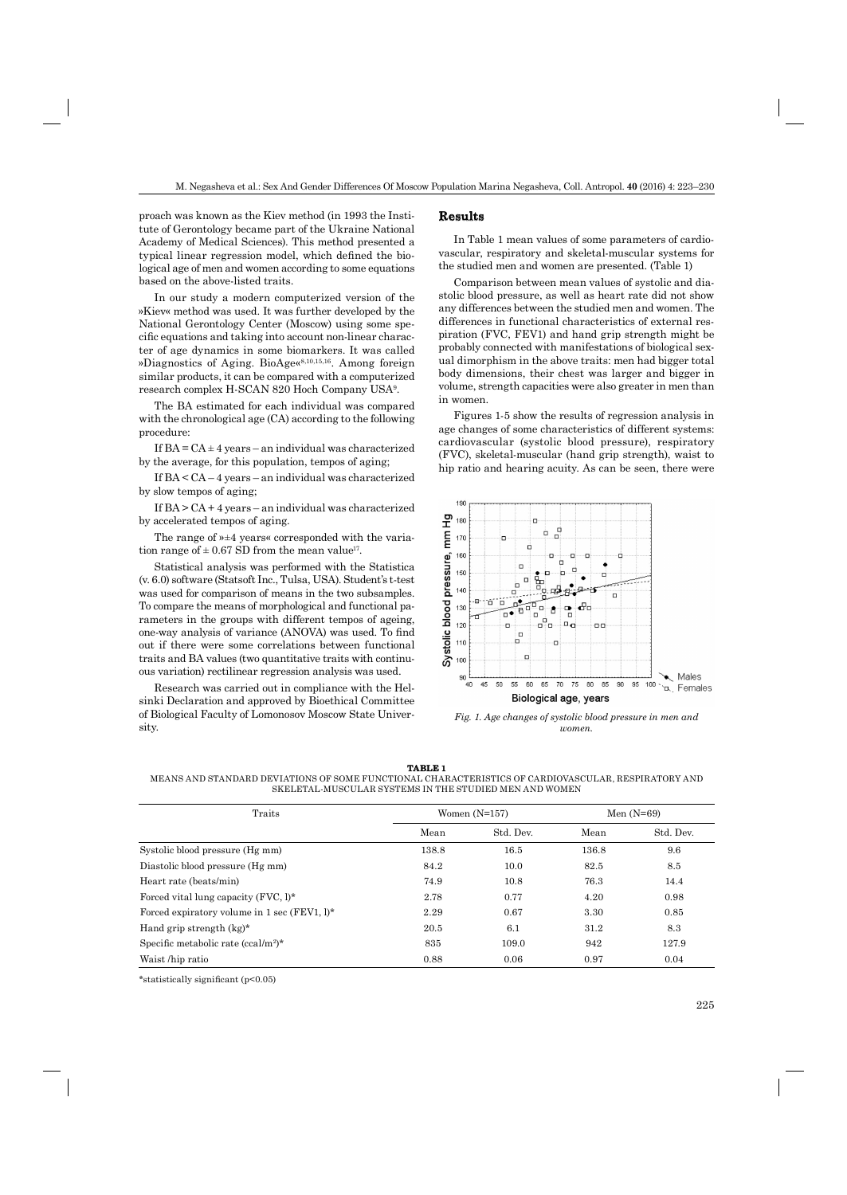proach was known as the Kiev method (in 1993 the Institute of Gerontology became part of the Ukraine National Academy of Medical Sciences). This method presented a typical linear regression model, which defined the biological age of men and women according to some equations based on the above-listed traits.

In our study a modern computerized version of the »Kiev« method was used. It was further developed by the National Gerontology Center (Moscow) using some specific equations and taking into account non-linear character of age dynamics in some biomarkers. It was called »Diagnostics of Aging. BioAge«[8,10,15,16]. Among foreign similar products, it can be compared with a computerized research complex H-SCAN 820 Hoch Company USA[9].

The BA estimated for each individual was compared with the chronological age (CA) according to the following procedure:

If BA = CA ± 4 years – an individual was characterized by the average, for this population, tempos of aging;

If BA < CA – 4 years – an individual was characterized by slow tempos of aging;

If BA > CA + 4 years – an individual was characterized by accelerated tempos of aging.

The range of »±4 years« corresponded with the variation range of ± 0.67 SD from the mean value[17].

Statistical analysis was performed with the Statistica (v. 6.0) software (Statsoft Inc., Tulsa, USA). Student's t-test was used for comparison of means in the two subsamples. To compare the means of morphological and functional parameters in the groups with different tempos of ageing, one-way analysis of variance (ANOVA) was used. To find out if there were some correlations between functional traits and BA values (two quantitative traits with continuous variation) rectilinear regression analysis was used.

Research was carried out in compliance with the Helsinki Declaration and approved by Bioethical Committee of Biological Faculty of Lomonosov Moscow State University.

## Results

In Table 1 mean values of some parameters of cardiovascular, respiratory and skeletal-muscular systems for the studied men and women are presented. (Table 1)

Comparison between mean values of systolic and diastolic blood pressure, as well as heart rate did not show any differences between the studied men and women. The differences in functional characteristics of external respiration (FVC, FEV1) and hand grip strength might be probably connected with manifestations of biological sexual dimorphism in the above traits: men had bigger total body dimensions, their chest was larger and bigger in volume, strength capacities were also greater in men than in women.

Figures 1-5 show the results of regression analysis in age changes of some characteristics of different systems: cardiovascular (systolic blood pressure), respiratory (FVC), skeletal-muscular (hand grip strength), waist to hip ratio and hearing acuity. As can be seen, there were

*Fig. 1. Age changes of systolic blood pressure in men and women.*

**TABLE 1**
MEANS AND STANDARD DEVIATIONS OF SOME FUNCTIONAL CHARACTERISTICS OF CARDIOVASCULAR, RESPIRATORY AND SKELETAL-MUSCULAR SYSTEMS IN THE STUDIED MEN AND WOMEN

| Traits | Women (N=157) | | Men (N=69) | |
|---|---|---|---|---|
| | Mean | Std. Dev. | Mean | Std. Dev. |
| Systolic blood pressure (Hg mm) | 138.8 | 16.5 | 136.8 | 9.6 |
| Diastolic blood pressure (Hg mm) | 84.2 | 10.0 | 82.5 | 8.5 |
| Heart rate (beats/min) | 74.9 | 10.8 | 76.3 | 14.4 |
| Forced vital lung capacity (FVC, l)* | 2.78 | 0.77 | 4.20 | 0.98 |
| Forced expiratory volume in 1 sec (FEV1, l)* | 2.29 | 0.67 | 3.30 | 0.85 |
| Hand grip strength (kg)* | 20.5 | 6.1 | 31.2 | 8.3 |
| Specific metabolic rate (ccal/m²)* | 835 | 109.0 | 942 | 127.9 |
| Waist /hip ratio | 0.88 | 0.06 | 0.97 | 0.04 |

*statistically significant ($p<0.05$)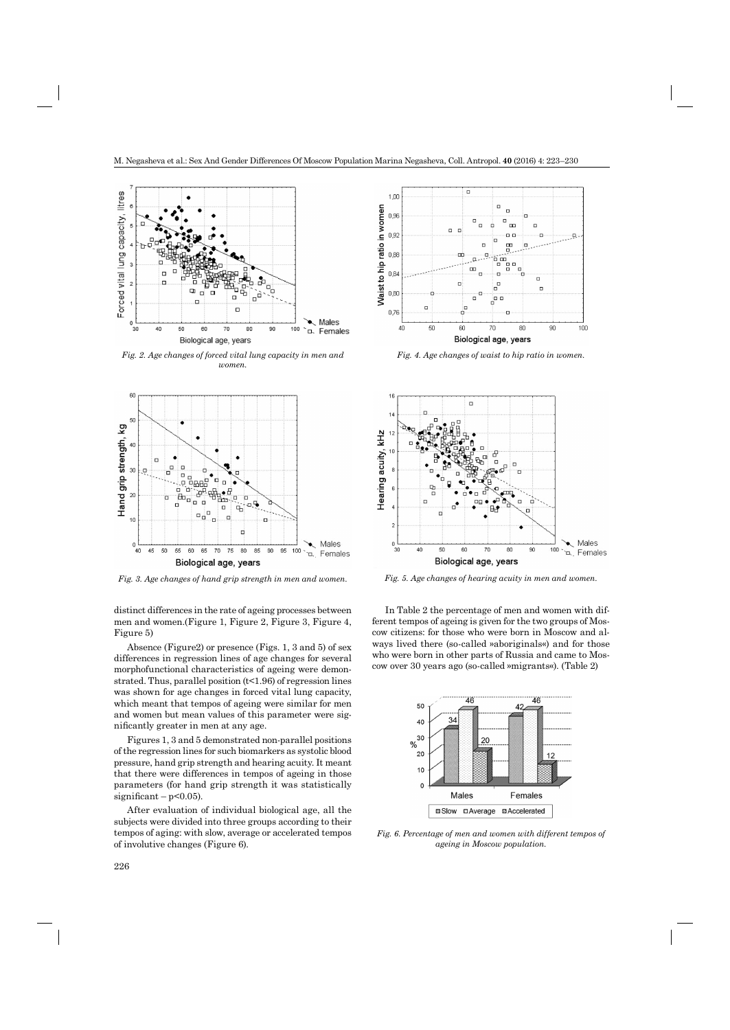*Fig. 2. Age changes of forced vital lung capacity in men and women.*

*Fig. 4. Age changes of waist to hip ratio in women.*

*Fig. 3. Age changes of hand grip strength in men and women.*

*Fig. 5. Age changes of hearing acuity in men and women.*

distinct differences in the rate of ageing processes between men and women.(Figure 1, Figure 2, Figure 3, Figure 4, Figure 5)

Absence (Figure2) or presence (Figs. 1, 3 and 5) of sex differences in regression lines of age changes for several morphofunctional characteristics of ageing were demonstrated. Thus, parallel position ($t<1.96$) of regression lines was shown for age changes in forced vital lung capacity, which meant that tempos of ageing were similar for men and women but mean values of this parameter were significantly greater in men at any age.

Figures 1, 3 and 5 demonstrated non-parallel positions of the regression lines for such biomarkers as systolic blood pressure, hand grip strength and hearing acuity. It meant that there were differences in tempos of ageing in those parameters (for hand grip strength it was statistically significant – $p<0.05$).

After evaluation of individual biological age, all the subjects were divided into three groups according to their tempos of aging: with slow, average or accelerated tempos of involutive changes (Figure 6).

In Table 2 the percentage of men and women with different tempos of ageing is given for the two groups of Moscow citizens: for those who were born in Moscow and always lived there (so-called »aboriginals«) and for those who were born in other parts of Russia and came to Moscow over 30 years ago (so-called »migrants«). (Table 2)

*Fig. 6. Percentage of men and women with different tempos of ageing in Moscow population.*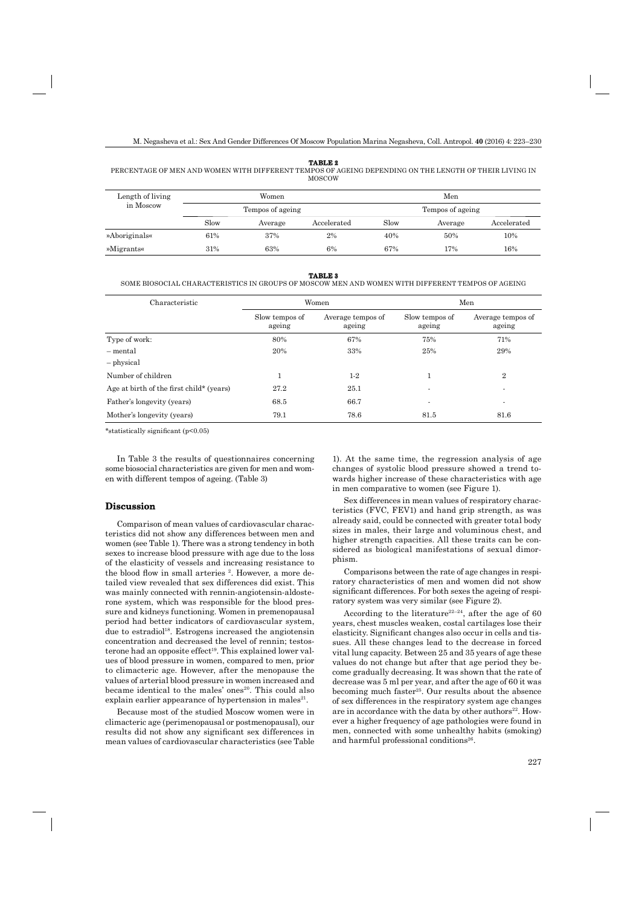**TABLE 2**
PERCENTAGE OF MEN AND WOMEN WITH DIFFERENT TEMPOS OF AGEING DEPENDING ON THE LENGTH OF THEIR LIVING IN MOSCOW

| Length of living in Moscow | Women | | | Men | | |
|---|---|---|---|---|---|---|
| | Tempos of ageing | | | Tempos of ageing | | |
| | Slow | Average | Accelerated | Slow | Average | Accelerated |
| »Aboriginals« | 61% | 37% | 2% | 40% | 50% | 10% |
| »Migrants« | 31% | 63% | 6% | 67% | 17% | 16% |

**TABLE 3**
SOME BIOSOCIAL CHARACTERISTICS IN GROUPS OF MOSCOW MEN AND WOMEN WITH DIFFERENT TEMPOS OF AGEING

| Characteristic | Women | | Men | |
|---|---|---|---|---|
| | Slow tempos of ageing | Average tempos of ageing | Slow tempos of ageing | Average tempos of ageing |
| Type of work: | | | | |
| – mental | 80% | 67% | 75% | 71% |
| – physical | 20% | 33% | 25% | 29% |
| Number of children | 1 | 1-2 | 1 | 2 |
| Age at birth of the first child* (years) | 27.2 | 25.1 | - | - |
| Father's longevity (years) | 68.5 | 66.7 | - | - |
| Mother's longevity (years) | 79.1 | 78.6 | 81.5 | 81.6 |

*statistically significant ($p<0.05$)

In Table 3 the results of questionnaires concerning some biosocial characteristics are given for men and women with different tempos of ageing. (Table 3)

## Discussion

Comparison of mean values of cardiovascular characteristics did not show any differences between men and women (see Table 1). There was a strong tendency in both sexes to increase blood pressure with age due to the loss of the elasticity of vessels and increasing resistance to the blood flow in small arteries [2]. However, a more detailed view revealed that sex differences did exist. This was mainly connected with rennin-angiotensin-aldosterone system, which was responsible for the blood pressure and kidneys functioning. Women in premenopausal period had better indicators of cardiovascular system, due to estradiol[18]. Estrogens increased the angiotensin concentration and decreased the level of rennin; testosterone had an opposite effect[19]. This explained lower values of blood pressure in women, compared to men, prior to climacteric age. However, after the menopause the values of arterial blood pressure in women increased and became identical to the males' ones[20]. This could also explain earlier appearance of hypertension in males[21].

Because most of the studied Moscow women were in climacteric age (perimenopausal or postmenopausal), our results did not show any significant sex differences in mean values of cardiovascular characteristics (see Table 1). At the same time, the regression analysis of age changes of systolic blood pressure showed a trend towards higher increase of these characteristics with age in men comparative to women (see Figure 1).

Sex differences in mean values of respiratory characteristics (FVC, FEV1) and hand grip strength, as was already said, could be connected with greater total body sizes in males, their large and voluminous chest, and higher strength capacities. All these traits can be considered as biological manifestations of sexual dimorphism.

Comparisons between the rate of age changes in respiratory characteristics of men and women did not show significant differences. For both sexes the ageing of respiratory system was very similar (see Figure 2).

According to the literature[22–24], after the age of 60 years, chest muscles weaken, costal cartilages lose their elasticity. Significant changes also occur in cells and tissues. All these changes lead to the decrease in forced vital lung capacity. Between 25 and 35 years of age these values do not change but after that age period they become gradually decreasing. It was shown that the rate of decrease was 5 ml per year, and after the age of 60 it was becoming much faster[25]. Our results about the absence of sex differences in the respiratory system age changes are in accordance with the data by other authors[22]. However a higher frequency of age pathologies were found in men, connected with some unhealthy habits (smoking) and harmful professional conditions[26].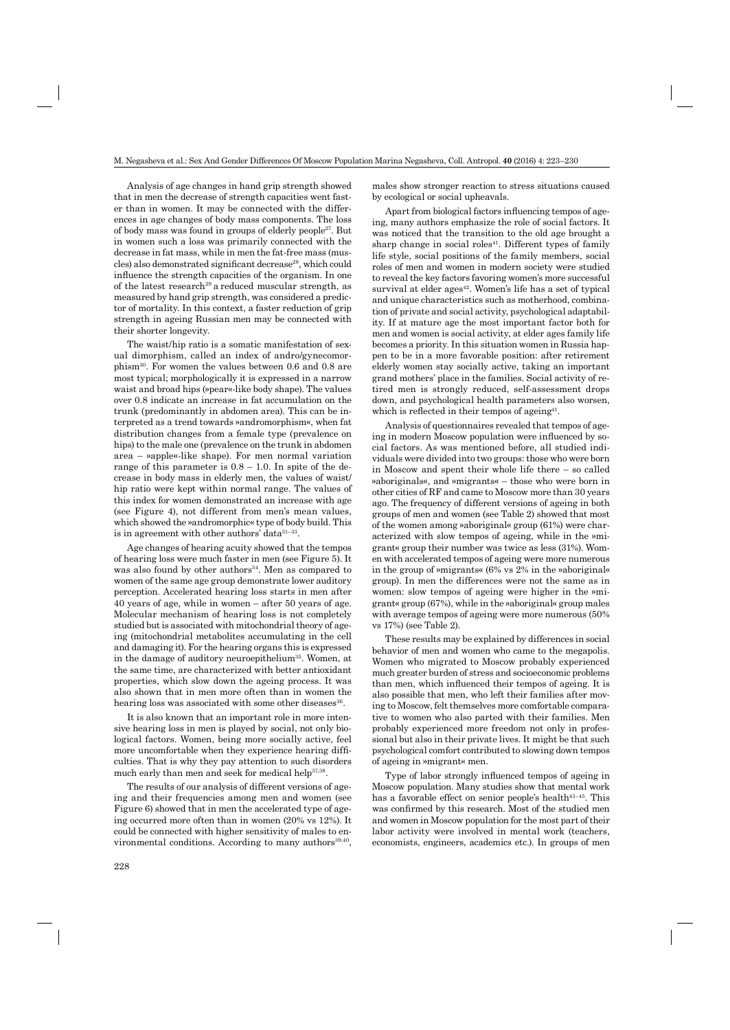Analysis of age changes in hand grip strength showed that in men the decrease of strength capacities went faster than in women. It may be connected with the differences in age changes of body mass components. The loss of body mass was found in groups of elderly people[27]. But in women such a loss was primarily connected with the decrease in fat mass, while in men the fat-free mass (muscles) also demonstrated significant decrease[28], which could influence the strength capacities of the organism. In one of the latest research[29] a reduced muscular strength, as measured by hand grip strength, was considered a predictor of mortality. In this context, a faster reduction of grip strength in ageing Russian men may be connected with their shorter longevity.

The waist/hip ratio is a somatic manifestation of sexual dimorphism, called an index of andro/gynecomorphism[30]. For women the values between 0.6 and 0.8 are most typical; morphologically it is expressed in a narrow waist and broad hips (»pear«-like body shape). The values over 0.8 indicate an increase in fat accumulation on the trunk (predominantly in abdomen area). This can be interpreted as a trend towards »andromorphism«, when fat distribution changes from a female type (prevalence on hips) to the male one (prevalence on the trunk in abdomen area – »apple«-like shape). For men normal variation range of this parameter is 0.8 – 1.0. In spite of the decrease in body mass in elderly men, the values of waist/hip ratio were kept within normal range. The values of this index for women demonstrated an increase with age (see Figure 4), not different from men's mean values, which showed the »andromorphic« type of body build. This is in agreement with other authors' data[31–33].

Age changes of hearing acuity showed that the tempos of hearing loss were much faster in men (see Figure 5). It was also found by other authors[34]. Men as compared to women of the same age group demonstrate lower auditory perception. Accelerated hearing loss starts in men after 40 years of age, while in women – after 50 years of age. Molecular mechanism of hearing loss is not completely studied but is associated with mitochondrial theory of ageing (mitochondrial metabolites accumulating in the cell and damaging it). For the hearing organs this is expressed in the damage of auditory neuroepithelium[35]. Women, at the same time, are characterized with better antioxidant properties, which slow down the ageing process. It was also shown that in men more often than in women the hearing loss was associated with some other diseases[36].

It is also known that an important role in more intensive hearing loss in men is played by social, not only biological factors. Women, being more socially active, feel more uncomfortable when they experience hearing difficulties. That is why they pay attention to such disorders much early than men and seek for medical help[37,38].

The results of our analysis of different versions of ageing and their frequencies among men and women (see Figure 6) showed that in men the accelerated type of ageing occurred more often than in women (20% vs 12%). It could be connected with higher sensitivity of males to environmental conditions. According to many authors[39,40], males show stronger reaction to stress situations caused by ecological or social upheavals.

Apart from biological factors influencing tempos of ageing, many authors emphasize the role of social factors. It was noticed that the transition to the old age brought a sharp change in social roles[41]. Different types of family life style, social positions of the family members, social roles of men and women in modern society were studied to reveal the key factors favoring women's more successful survival at elder ages[42]. Women's life has a set of typical and unique characteristics such as motherhood, combination of private and social activity, psychological adaptability. If at mature age the most important factor both for men and women is social activity, at elder ages family life becomes a priority. In this situation women in Russia happen to be in a more favorable position: after retirement elderly women stay socially active, taking an important grand mothers' place in the families. Social activity of retired men is strongly reduced, self-assessment drops down, and psychological health parameters also worsen, which is reflected in their tempos of ageing[41].

Analysis of questionnaires revealed that tempos of ageing in modern Moscow population were influenced by social factors. As was mentioned before, all studied individuals were divided into two groups: those who were born in Moscow and spent their whole life there – so called »aboriginals«, and »migrants« – those who were born in other cities of RF and came to Moscow more than 30 years ago. The frequency of different versions of ageing in both groups of men and women (see Table 2) showed that most of the women among »aboriginal« group (61%) were characterized with slow tempos of ageing, while in the »migrant« group their number was twice as less (31%). Women with accelerated tempos of ageing were more numerous in the group of »migrants« (6% vs 2% in the »aboriginal« group). In men the differences were not the same as in women: slow tempos of ageing were higher in the »migrant« group (67%), while in the »aboriginal« group males with average tempos of ageing were more numerous (50% vs 17%) (see Table 2).

These results may be explained by differences in social behavior of men and women who came to the megapolis. Women who migrated to Moscow probably experienced much greater burden of stress and socioeconomic problems than men, which influenced their tempos of ageing. It is also possible that men, who left their families after moving to Moscow, felt themselves more comfortable comparative to women who also parted with their families. Men probably experienced more freedom not only in professional but also in their private lives. It might be that such psychological comfort contributed to slowing down tempos of ageing in »migrant« men.

Type of labor strongly influenced tempos of ageing in Moscow population. Many studies show that mental work has a favorable effect on senior people's health[43–45]. This was confirmed by this research. Most of the studied men and women in Moscow population for the most part of their labor activity were involved in mental work (teachers, economists, engineers, academics etc.). In groups of men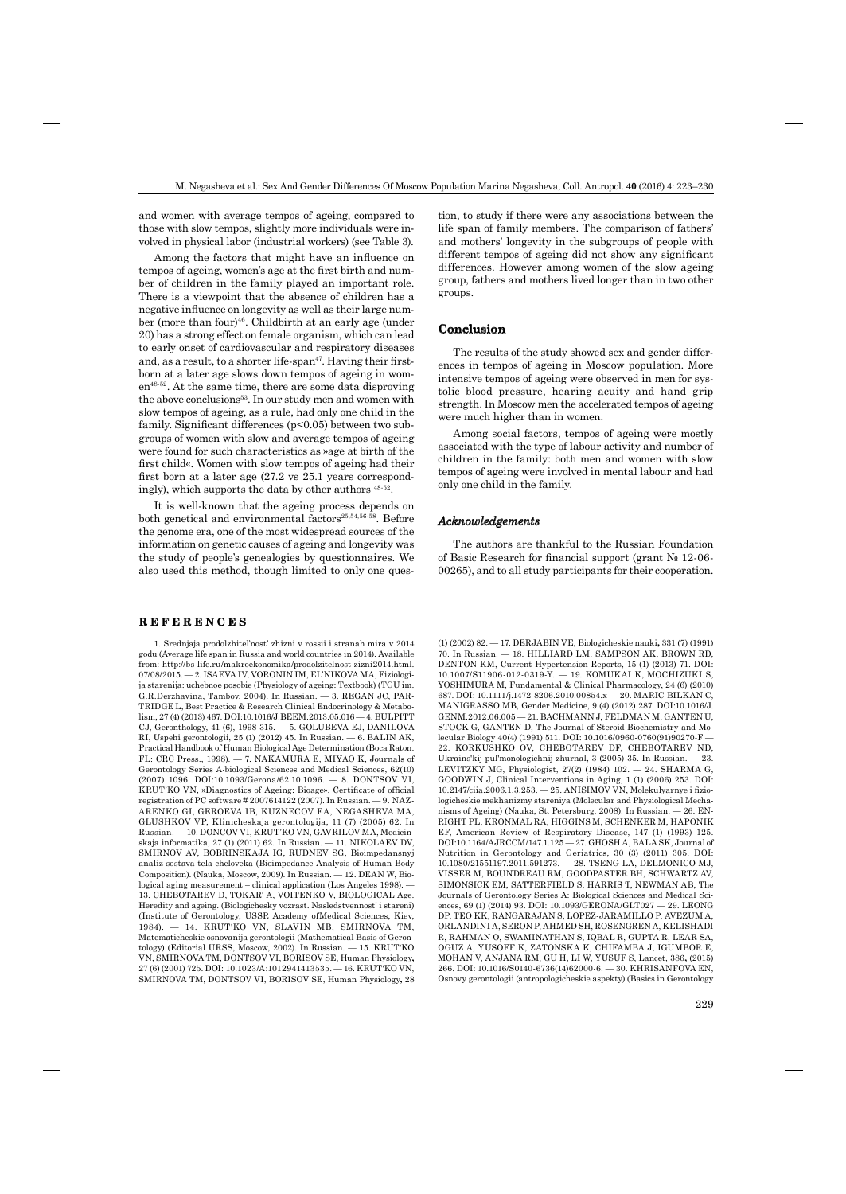and women with average tempos of ageing, compared to those with slow tempos, slightly more individuals were involved in physical labor (industrial workers) (see Table 3).

Among the factors that might have an influence on tempos of ageing, women's age at the first birth and number of children in the family played an important role. There is a viewpoint that the absence of children has a negative influence on longevity as well as their large number (more than four)[46]. Childbirth at an early age (under 20) has a strong effect on female organism, which can lead to early onset of cardiovascular and respiratory diseases and, as a result, to a shorter life-span[47]. Having their firstborn at a later age slows down tempos of ageing in women[48-52]. At the same time, there are some data disproving the above conclusions[53]. In our study men and women with slow tempos of ageing, as a rule, had only one child in the family. Significant differences ($p<0.05$) between two subgroups of women with slow and average tempos of ageing were found for such characteristics as »age at birth of the first child«. Women with slow tempos of ageing had their first born at a later age (27.2 vs 25.1 years correspondingly), which supports the data by other authors [48-52].

It is well-known that the ageing process depends on both genetical and environmental factors[25,54,56-58]. Before the genome era, one of the most widespread sources of the information on genetic causes of ageing and longevity was the study of people's genealogies by questionnaires. We also used this method, though limited to only one question, to study if there were any associations between the life span of family members. The comparison of fathers' and mothers' longevity in the subgroups of people with different tempos of ageing did not show any significant differences. However among women of the slow ageing group, fathers and mothers lived longer than in two other groups.

## Conclusion

The results of the study showed sex and gender differences in tempos of ageing in Moscow population. More intensive tempos of ageing were observed in men for systolic blood pressure, hearing acuity and hand grip strength. In Moscow men the accelerated tempos of ageing were much higher than in women.

Among social factors, tempos of ageing were mostly associated with the type of labour activity and number of children in the family: both men and women with slow tempos of ageing were involved in mental labour and had only one child in the family.

### *Acknowledgements*

The authors are thankful to the Russian Foundation of Basic Research for financial support (grant № 12-06-00265), and to all study participants for their cooperation.

## REFERENCES

1. Srednjaja prodolzhitel'nost' zhizni v rossii i stranah mira v 2014 godu (Average life span in Russia and world countries in 2014). Available from: http://bs-life.ru/makroekonomika/prodolzitelnost-zizni2014.html. 07/08/2015. — 2. ISAEVA IV, VORONIN IM, EL'NIKOVA MA, Fiziologija starenija: uchebnoe posobie (Physiology of ageing: Textbook) (TGU im. G.R.Derzhavina, Tambov, 2004). In Russian. — 3. REGAN JC, PARTRIDGE L, Best Practice & Research Clinical Endocrinology & Metabolism, 27 (4) (2013) 467. DOI:10.1016/J.BEEM.2013.05.016 — 4. BULPITT CJ, Gеronthology, 41 (6), 1998 315. — 5. GOLUBEVA EJ, DANILOVA RI, Uspehi gerontologii, 25 (1) (2012) 45. In Russian. — 6. BALIN AK, Practical Handbook of Human Biological Age Determination (Boca Raton. FL: CRC Press., 1998). — 7. NAKAMURA E, MIYAO K, Journals of Gerontology Series A-biological Sciences and Medical Sciences, 62(10) (2007) 1096. DOI:10.1093/Gerona/62.10.1096. — 8. DONTSOV VI, KRUT'KO VN, »Diagnostics of Ageing: Bioage». Certificate of official registration of PC software # 2007614122 (2007). In Russian. — 9. NAZARENKO GI, GEROEVA IB, KUZNECOV EA, NEGASHEVA MA, GLUSHKOV VP, Klinicheskaja gerontologija, 11 (7) (2005) 62. In Russian. — 10. DONCOV VI, KRUT'KO VN, GAVRILOV MA, Medicinskaja informatika, 27 (1) (2011) 62. In Russian. — 11. NIKOLAEV DV, SMIRNOV AV, BOBRINSKAJA IG, RUDNEV SG, Bioimpedansnyj analiz sostava tela cheloveka (Bioimpedance Analysis of Human Body Composition). (Nauka, Moscow, 2009). In Russian. — 12. DEAN W, Biological aging measurement – clinical application (Los Angeles 1998). — 13. CHEBOTAREV D, TOKAR' A, VOITENKO V, BIOLOGICAL Age. Heredity and ageing. (Biologichesky vozrast. Nasledstvennost' i stareni) (Institute of Gerontology, USSR Academy ofMedical Sciences, Kiev, 1984). — 14. KRUT'KO VN, SLAVIN MB, SMIRNOVA TM, Matematicheskie osnovanija gerontologii (Mathematical Basis of Gerontology) (Editorial URSS, Moscow, 2002). In Russian. — 15. KRUT'KO VN, SMIRNOVA TM, DONTSOV VI, BORISOV SE, Human Physiology, 27 (6) (2001) 725. DOI: 10.1023/A:1012941413535. — 16. KRUT'KO VN, SMIRNOVA TM, DONTSOV VI, BORISOV SE, Human Physiology, 28 (1) (2002) 82. — 17. DERJABIN VE, Biologicheskie nauki, 331 (7) (1991) 70. In Russian. — 18. HILLIARD LM, SAMPSON AK, BROWN RD, DENTON KM, Current Hypertension Reports, 15 (1) (2013) 71. DOI: 10.1007/S11906-012-0319-Y. — 19. KOMUKAI K, MOCHIZUKI S, YOSHIMURA M, Fundamental & Clinical Pharmacology, 24 (6) (2010) 687. DOI: 10.1111/j.1472-8206.2010.00854.x — 20. MARIC-BILKAN C, MANIGRASSO MB, Gender Medicine, 9 (4) (2012) 287. DOI:10.1016/J.GENM.2012.06.005 — 21. BACHMANN J, FELDMAN M, GANTEN U, STOCK G, GANTEN D, The Journal of Steroid Biochemistry and Molecular Biology 40(4) (1991) 511. DOI: 10.1016/0960-0760(91)90270-F — 22. KORKUSHKO OV, CHEBOTAREV DF, CHEBOTAREV ND, Ukrains'kij pul'monologichnij zhurnal, 3 (2005) 35. In Russian. — 23. LEVITZKY MG, Physiologist, 27(2) (1984) 102. — 24. SHARMA G, GOODWIN J, Clinical Interventions in Aging, 1 (1) (2006) 253. DOI: 10.2147/ciia.2006.1.3.253. — 25. ANISIMOV VN, Molekulyarnye i fiziologicheskie mekhanizmy stareniya (Molecular and Physiological Mechanisms of Ageing) (Nauka, St. Petersburg, 2008). In Russian. — 26. ENRIGHT PL, KRONMAL RA, HIGGINS M, SCHENKER M, HAPONIK EF, American Review of Respiratory Disease, 147 (1) (1993) 125. DOI:10.1164/AJRCCM/147.1.125 — 27. GHOSH A, BALA SK, Journal of Nutrition in Gerontology and Geriatrics, 30 (3) (2011) 305. DOI: 10.1080/21551197.2011.591273. — 28. TSENG LA, DELMONICO MJ, VISSER M, BOUNDREAU RM, GOODPASTER BH, SCHWARTZ AV, SIMONSICK EM, SATTERFIELD S, HARRIS T, NEWMAN AB, The Journals of Gerontology Series A: Biological Sciences and Medical Sciences, 69 (1) (2014) 93. DOI: 10.1093/GERONA/GLT027 — 29. LEONG DP, TEO KK, RANGARAJAN S, LOPEZ-JARAMILLO P, AVEZUM A, ORLANDINI A, SERON P, AHMED SH, ROSENGREN A, KELISHADI R, RAHMAN O, SWAMINATHAN S, IQBAL R, GUPTA R, LEAR SA, OGUZ A, YUSOFF K, ZATONSKA K, CHIFAMBA J, IGUMBOR E, MOHAN V, ANJANA RM, GU H, LI W, YUSUF S, Lancet, 386, (2015) 266. DOI: 10.1016/S0140-6736(14)62000-6. — 30. KHRISANFOVA EN, Osnovy gerontologii (antropologicheskie aspekty) (Basics in Gerontology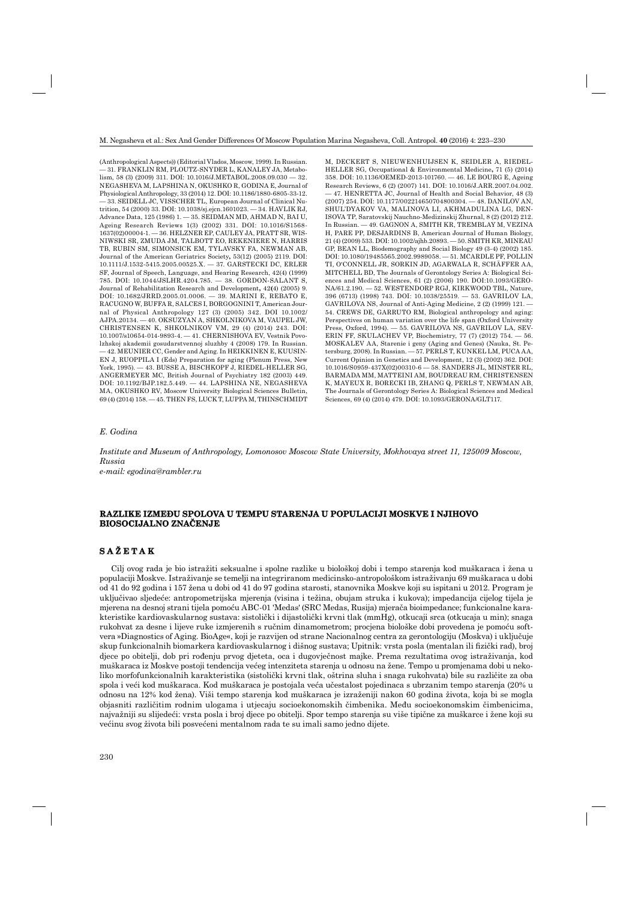(Anthropological Aspects)) (Editorial Vlados, Moscow, 1999). In Russian. — 31. FRANKLIN RM, PLOUTZ-SNYDER L, KANALEY JA, Metabolism, 58 (3) (2009) 311. DOI: 10.1016/J.METABOL.2008.09.030 — 32. NEGASHEVA M, LAPSHINA N, OKUSHKO R, GODINA E, Journal of Physiological Anthropology, 33 (2014) 12. DOI: 10.1186/1880-6805-33-12. — 33. SEIDELL JC, VISSCHER TL, European Journal of Clinical Nutrition, 54 (2000) 33. DOI: 10.1038/sj.ejcn.1601023. — 34. HAVLIK RJ, Advance Data, 125 (1986) 1. — 35. SEIDMAN MD, AHMAD N, BAI U, Ageing Research Reviews 1(3) (2002) 331. DOI: 10.1016/S1568-1637(02)00004-1. — 36. HELZNER EP, CAULEY JA, PRATT SR, WISNIWSKI SR, ZMUDA JM, TALBOTT EO, REKENIERE N, HARRIS TB, RUBIN SM, SIMONSICK EM, TYLAVSKY FA, NEWMAN AB, Journal of the American Geriatrics Society, 53(12) (2005) 2119. DOI: 10.1111/J.1532-5415.2005.00525.X. — 37. GARSTECKI DC, ERLER SF, Journal of Speech, Language, and Hearing Research, 42(4) (1999) 785. DOI: 10.1044/JSLHR.4204.785. — 38. GORDON-SALANT S, Journal of Rehabilitation Research and Development, 42(4) (2005) 9. DOI: 10.1682/JRRD.2005.01.0006. — 39. MARINI E, REBATO E, RACUGNO W, BUFFA R, SALCES I, BORGOGNINI T, American Journal of Physical Anthropology 127 (3) (2005) 342. DOI 10.1002/AJPA.20134. — 40. OKSUZYAN A, SHKOLNIKOVA M, VAUPEL JW, CHRISTENSEN K, SHKOLNIKOV VM, 29 (4) (2014) 243. DOI: 10.1007/s10654-014-9893-4. — 41. CHERNISHOVA EV, Vestnik Povolzhskoj akademii gosudarstvennoj sluzhby 4 (2008) 179. In Russian. — 42. MEUNIER CC, Gender and Aging. In HEIKKINEN E, KUUSINEN J, RUOPPILA I (Eds) Preparation for aging (Plenum Press, New York, 1995). — 43. BUSSE A, BISCHKOPF J, RIEDEL-HELLER SG, ANGERMEYER MC, British Journal of Psychiatry 182 (2003) 449. DOI: 10.1192/BJP.182.5.449. — 44. LAPSHINA NE, NEGASHEVA MA, OKUSHKO RV, Moscow University Biological Sciences Bulletin, 69 (4) (2014) 158. — 45. THEN FS, LUCK T, LUPPA M, THINSCHMIDT M, DECKERT S, NIEUWENHUIJSEN K, SEIDLER A, RIEDEL-HELLER SG, Occupational & Environmental Medicine, 71 (5) (2014) 358. DOI: 10.1136/OEMED-2013-101760. — 46. LE BOURG E, Ageing Research Reviews, 6 (2) (2007) 141. DOI: 10.1016/J.ARR.2007.04.002. — 47. HENRETTA JC, Journal of Health and Social Behavior, 48 (3) (2007) 254. DOI: 10.1177/002214650704800304. — 48. DANILOV AN, SHUL'DYAKOV VA, MALINOVA LI, AKHMADULINA LG, DENISOVA TP, Saratovskij Nauchno-Medizinskij Zhurnal, 8 (2) (2012) 212. In Russian. — 49. GAGNON A, SMITH KR, TREMBLAY M, VEZINA H, PARE PP, DESJARDINS B, American Journal of Human Biology, 21 (4) (2009) 533. DOI: 10.1002/ajhb.20893. — 50. SMITH KR, MINEAU GP, BEAN LL, Biodemography and Social Biology 49 (3-4) (2002) 185. DOI: 10.1080/19485565.2002.9989058. — 51. MCARDLE PF, POLLIN TI, O'CONNELL JR, SORKIN JD, AGARWALA R, SCHÄFFER AA, MITCHELL BD, The Journals of Gerontology Series A: Biological Sciences and Medical Sciences, 61 (2) (2006) 190. DOI:10.1093/GERONA/61.2.190. — 52. WESTENDORP RGJ, KIRKWOOD TBL, Nature, 396 (6713) (1998) 743. DOI: 10.1038/25519. — 53. GAVRILOV LA, GAVRILOVA NS, Journal of Anti-Aging Medicine, 2 (2) (1999) 121. — 54. CREWS DE, GARRUTO RM, Biological anthropology and aging: Perspectives on human variation over the life span (Oxford University Press, Oxford, 1994). — 55. GAVRILOVA NS, GAVRILOV LA, SEVERIN FF, SKULACHEV VP, Biochemistry, 77 (7) (2012) 754. — 56. MOSKALEV AA, Starenie i geny (Aging and Genes) (Nauka, St. Petersburg, 2008). In Russian. — 57. PERLS T, KUNKEL LM, PUCA AA, Current Opinion in Genetics and Development, 12 (3) (2002) 362. DOI: 10.1016/S0959-437X(02)00310-6 — 58. SANDERS JL, MINSTER RL, BARMADA MM, MATTEINI AM, BOUDREAU RM, CHRISTENSEN K, MAYEUX R, BORECKI IB, ZHANG Q, PERLS T, NEWMAN AB, The Journals of Gerontology Series A: Biological Sciences and Medical Sciences, 69 (4) (2014) 479. DOI: 10.1093/GERONA/GLT117.

*E. Godina*

*Institute and Museum of Anthropology, Lomonosov Moscow State University, Mokhovaya street 11, 125009 Moscow, Russia*
*e-mail: egodina@rambler.ru*

## RAZLIKE IZMEĐU SPOLOVA U TEMPU STARENJA U POPULACIJI MOSKVE I NJIHOVO BIOSOCIJALNO ZNAČENJE

## SAŽETAK

Cilj ovog rada je bio istražiti seksualne i spolne razlike u biološkoj dobi i tempo starenja kod muškaraca i žena u populaciji Moskve. Istraživanje se temeljilo na integriranom medicinsko-antropološkom istraživanju 69 muškaraca u dobi od 41 do 92 godina i 157 žena u dobi od 41 do 97 godina starosti, stanovnika Moskve koji su ispitani u 2012. Program je uključivao sljedeće: antropometrijska mjerenja (visina i težina, obujam struka i kukova); impedancija cijelog tijela je mjerena na desnoj strani tijela pomoću ABC-01 'Medas' (SRC Medas, Rusija) mjerača bioimpedance; funkcionalne karakteristike kardiovaskularnog sustava: sistolički i dijastolički krvni tlak (mmHg), otkucaji srca (otkucaja u min); snaga rukohvat za desne i lijeve ruke izmjerenih s ručnim dinamometrom; procjena biološke dobi provedena je pomoću softvera »Diagnostics of Aging. BioAge«, koji je razvijen od strane Nacionalnog centra za gerontologiju (Moskva) i uključuje skup funkcionalnih biomarkera kardiovaskularnog i dišnog sustava; Upitnik: vrsta posla (mentalan ili fizički rad), broj djece po obitelji, dob pri rođenju prvog djeteta, oca i dugovječnost majke. Prema rezultatima ovog istraživanja, kod muškaraca iz Moskve postoji tendencija većeg intenziteta starenja u odnosu na žene. Tempo u promjenama dobi u nekoliko morfofunkcionalnih karakteristika (sistolički krvni tlak, oštrina sluha i snaga rukohvata) bile su različite za oba spola i veći kod muškaraca. Kod muškaraca je postojala veća učestalost pojedinaca s ubrzanim tempo starenja (20% u odnosu na 12% kod žena). Viši tempo starenja kod muškaraca je izraženiji nakon 60 godina života, koja bi se mogla objasniti različitim rodnim ulogama i utjecaju socioekonomskih čimbenika. Među socioekonomskim čimbenicima, najvažniji su slijedeći: vrsta posla i broj djece po obitelji. Spor tempo starenja su više tipične za muškarce i žene koji su većinu svog života bili posvećeni mentalnom rada te su imali samo jedno dijete.